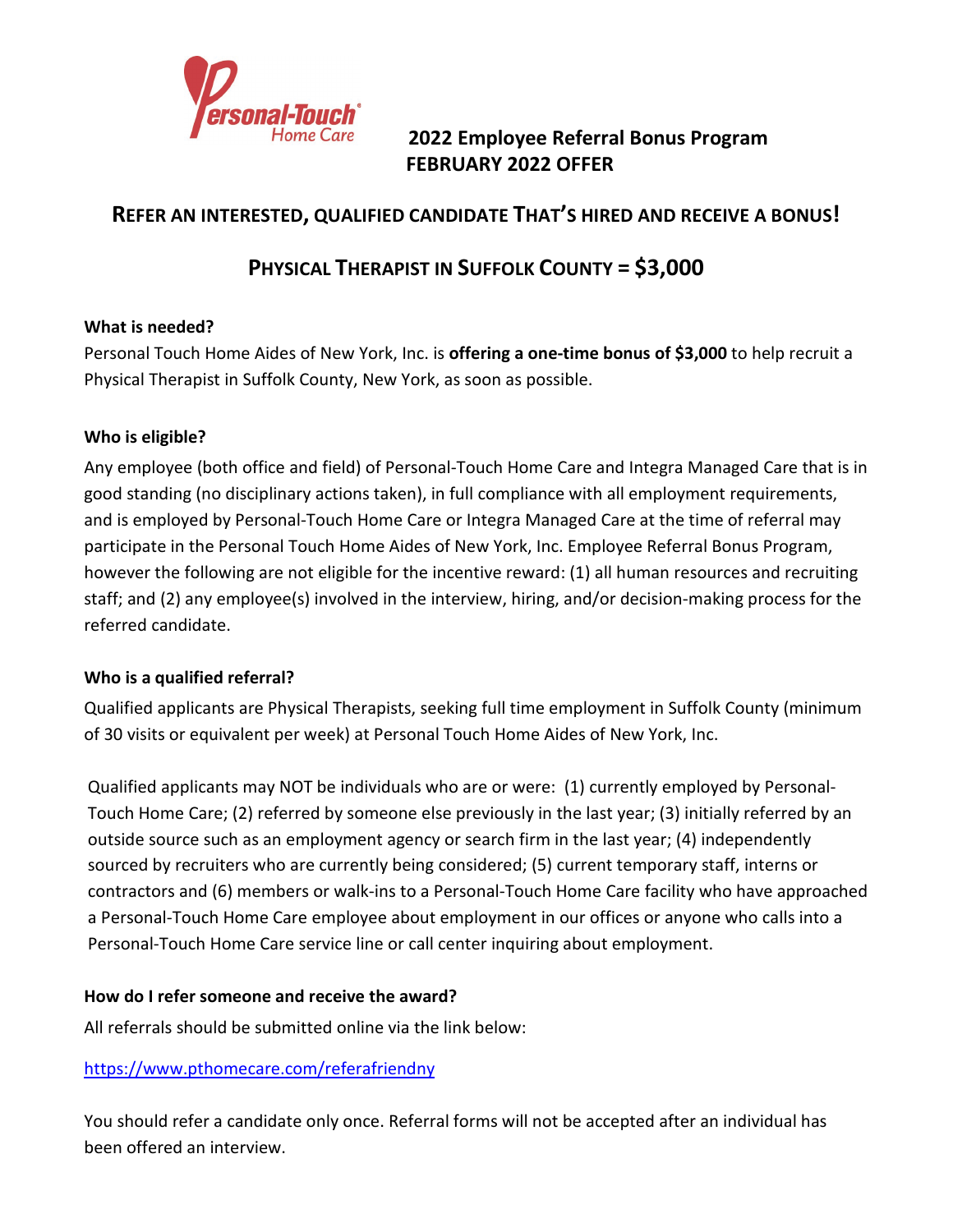Personal-Touch® Home Care

# 2022 Employee Referral Bonus Program
## FEBRUARY 2022 OFFER

## REFER AN INTERESTED, QUALIFIED CANDIDATE THAT'S HIRED AND RECEIVE A BONUS!

## PHYSICAL THERAPIST IN SUFFOLK COUNTY = $3,000

**What is needed?**

Personal Touch Home Aides of New York, Inc. is **offering a one-time bonus of $3,000** to help recruit a Physical Therapist in Suffolk County, New York, as soon as possible.

**Who is eligible?**

Any employee (both office and field) of Personal-Touch Home Care and Integra Managed Care that is in good standing (no disciplinary actions taken), in full compliance with all employment requirements, and is employed by Personal-Touch Home Care or Integra Managed Care at the time of referral may participate in the Personal Touch Home Aides of New York, Inc. Employee Referral Bonus Program, however the following are not eligible for the incentive reward: (1) all human resources and recruiting staff; and (2) any employee(s) involved in the interview, hiring, and/or decision-making process for the referred candidate.

**Who is a qualified referral?**

Qualified applicants are Physical Therapists, seeking full time employment in Suffolk County (minimum of 30 visits or equivalent per week) at Personal Touch Home Aides of New York, Inc.

Qualified applicants may NOT be individuals who are or were: (1) currently employed by Personal-Touch Home Care; (2) referred by someone else previously in the last year; (3) initially referred by an outside source such as an employment agency or search firm in the last year; (4) independently sourced by recruiters who are currently being considered; (5) current temporary staff, interns or contractors and (6) members or walk-ins to a Personal-Touch Home Care facility who have approached a Personal-Touch Home Care employee about employment in our offices or anyone who calls into a Personal-Touch Home Care service line or call center inquiring about employment.

**How do I refer someone and receive the award?**

All referrals should be submitted online via the link below:

https://www.pthomecare.com/referafriendny

You should refer a candidate only once. Referral forms will not be accepted after an individual has been offered an interview.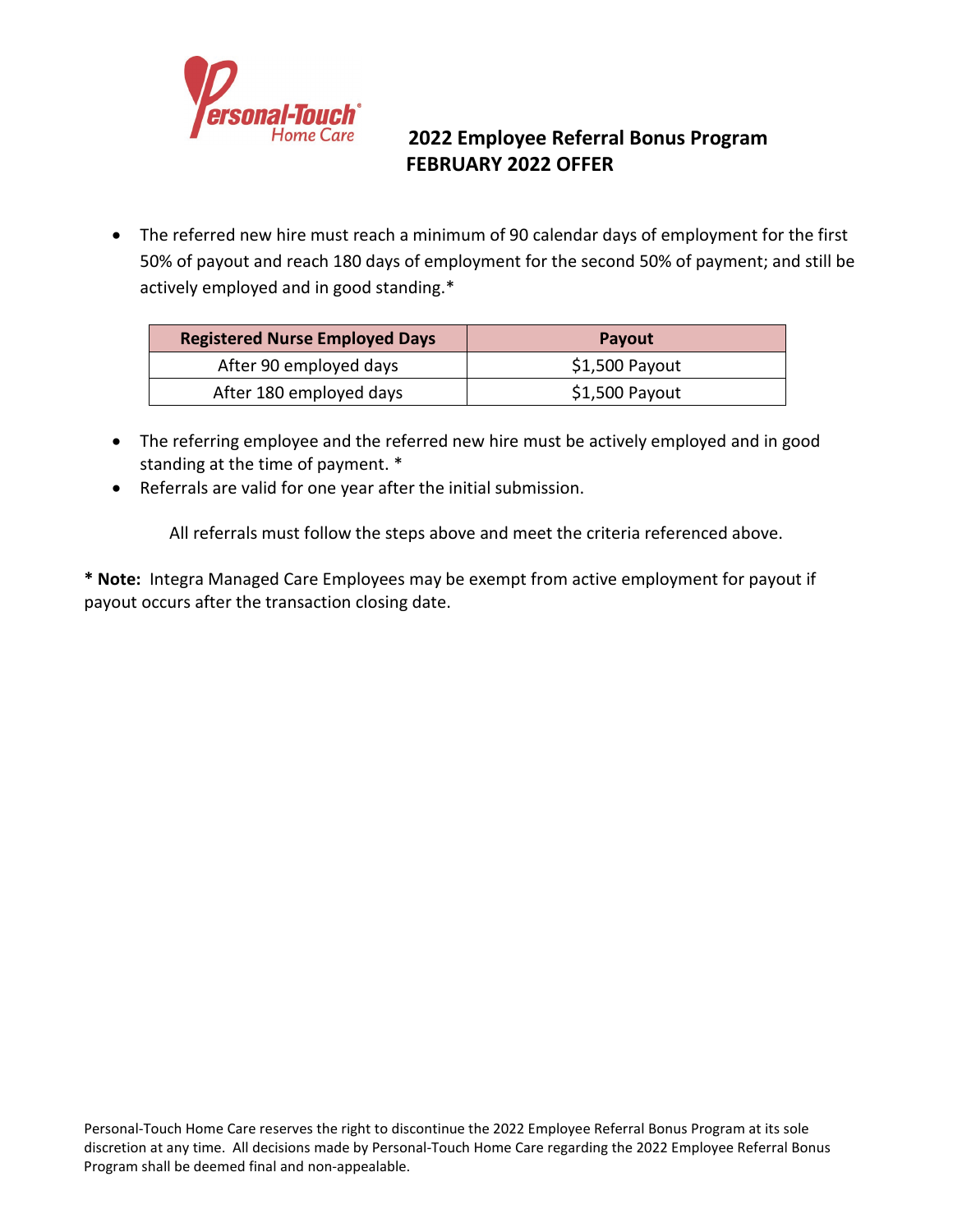## 2022 Employee Referral Bonus Program
## FEBRUARY 2022 OFFER

- The referred new hire must reach a minimum of 90 calendar days of employment for the first 50% of payout and reach 180 days of employment for the second 50% of payment; and still be actively employed and in good standing.*

| Registered Nurse Employed Days | Payout |
|---|---|
| After 90 employed days | $1,500 Payout |
| After 180 employed days | $1,500 Payout |

- The referring employee and the referred new hire must be actively employed and in good standing at the time of payment. *
- Referrals are valid for one year after the initial submission.

All referrals must follow the steps above and meet the criteria referenced above.

**\* Note:** Integra Managed Care Employees may be exempt from active employment for payout if payout occurs after the transaction closing date.

Personal-Touch Home Care reserves the right to discontinue the 2022 Employee Referral Bonus Program at its sole discretion at any time. All decisions made by Personal-Touch Home Care regarding the 2022 Employee Referral Bonus Program shall be deemed final and non-appealable.